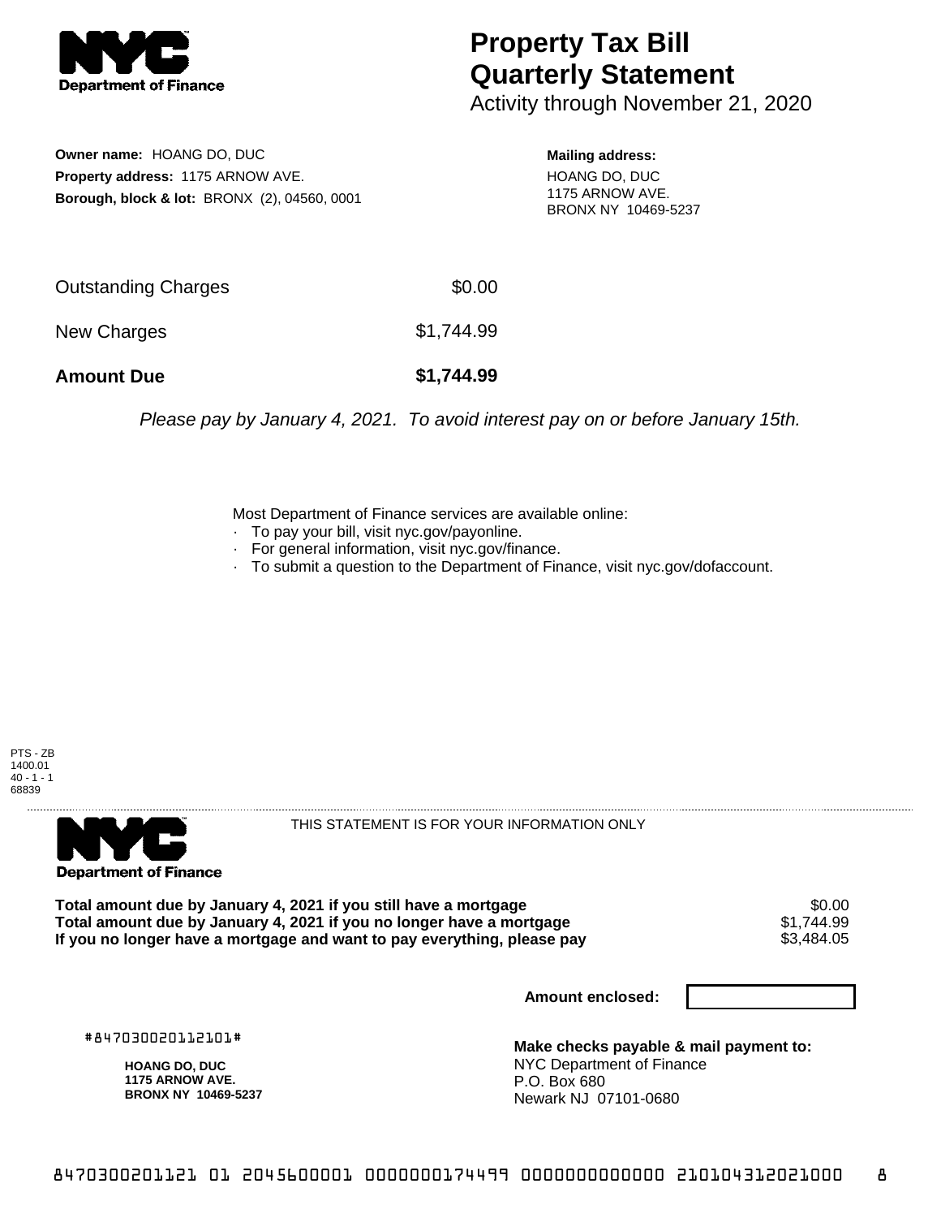**NYC Department of Finance**

# Property Tax Bill Quarterly Statement

Activity through November 21, 2020

**Owner name:** HOANG DO, DUC
**Property address:** 1175 ARNOW AVE.
**Borough, block & lot:** BRONX (2), 04560, 0001

**Mailing address:**
HOANG DO, DUC
1175 ARNOW AVE.
BRONX NY 10469-5237

| | |
|---|---|
| Outstanding Charges | $0.00 |
| New Charges | $1,744.99 |
| **Amount Due** | **$1,744.99** |

*Please pay by January 4, 2021. To avoid interest pay on or before January 15th.*

Most Department of Finance services are available online:
- To pay your bill, visit nyc.gov/payonline.
- For general information, visit nyc.gov/finance.
- To submit a question to the Department of Finance, visit nyc.gov/dofaccount.

PTS - ZB
1400.01
40 - 1 - 1
68839

**NYC Department of Finance**

THIS STATEMENT IS FOR YOUR INFORMATION ONLY

| | |
|---|---|
| **Total amount due by January 4, 2021 if you still have a mortgage** | $0.00 |
| **Total amount due by January 4, 2021 if you no longer have a mortgage** | $1,744.99 |
| **If you no longer have a mortgage and want to pay everything, please pay** | $3,484.05 |

**Amount enclosed:**

#847030020112101#

**HOANG DO, DUC**
**1175 ARNOW AVE.**
**BRONX NY 10469-5237**

**Make checks payable & mail payment to:**
NYC Department of Finance
P.O. Box 680
Newark NJ 07101-0680

847030020112101 01 2045600001 0000000174499 0000000000000 210104312021000 8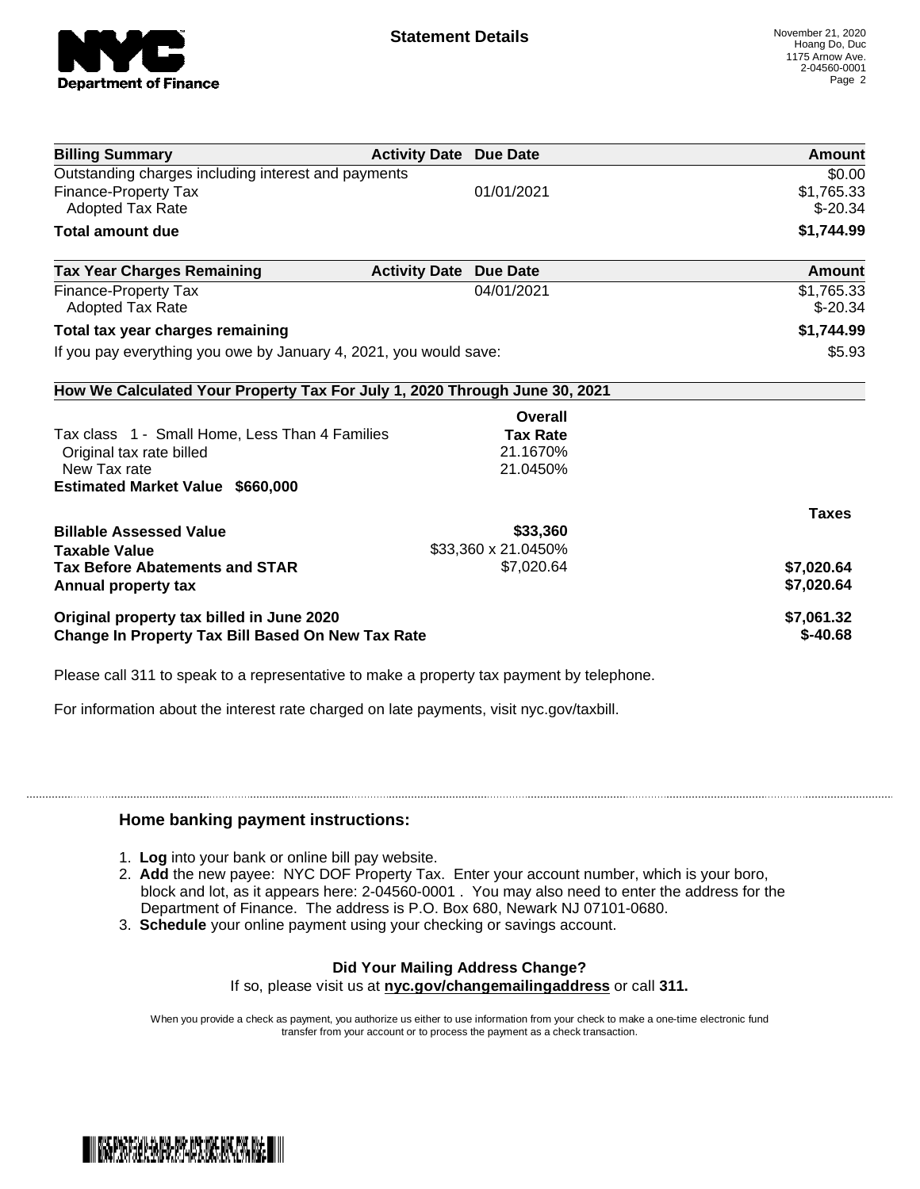**Statement Details**

November 21, 2020
Hoang Do, Duc
1175 Arnow Ave.
2-04560-0001

| Billing Summary | Activity Date | Due Date | Amount |
| --- | --- | --- | --- |
| Outstanding charges including interest and payments | | | $0.00 |
| Finance-Property Tax | | 01/01/2021 | $1,765.33 |
| Adopted Tax Rate | | | $-20.34 |
| **Total amount due** | | | **$1,744.99** |

| Tax Year Charges Remaining | Activity Date | Due Date | Amount |
| --- | --- | --- | --- |
| Finance-Property Tax | | 04/01/2021 | $1,765.33 |
| Adopted Tax Rate | | | $-20.34 |
| **Total tax year charges remaining** | | | **$1,744.99** |
| If you pay everything you owe by January 4, 2021, you would save: | | | $5.93 |

**How We Calculated Your Property Tax For July 1, 2020 Through June 30, 2021**

| | Overall Tax Rate | Taxes |
| --- | --- | --- |
| Tax class 1 - Small Home, Less Than 4 Families | | |
| Original tax rate billed | 21.1670% | |
| New Tax rate | 21.0450% | |
| **Estimated Market Value $660,000** | | |
| **Billable Assessed Value** | **$33,360** | |
| **Taxable Value** | $33,360 x 21.0450% | |
| **Tax Before Abatements and STAR** | $7,020.64 | **$7,020.64** |
| **Annual property tax** | | **$7,020.64** |
| **Original property tax billed in June 2020** | | **$7,061.32** |
| **Change In Property Tax Bill Based On New Tax Rate** | | **$-40.68** |

Please call 311 to speak to a representative to make a property tax payment by telephone.

For information about the interest rate charged on late payments, visit nyc.gov/taxbill.

### Home banking payment instructions:

1. **Log** into your bank or online bill pay website.
2. **Add** the new payee: NYC DOF Property Tax. Enter your account number, which is your boro, block and lot, as it appears here: 2-04560-0001 . You may also need to enter the address for the Department of Finance. The address is P.O. Box 680, Newark NJ 07101-0680.
3. **Schedule** your online payment using your checking or savings account.

**Did Your Mailing Address Change?**
If so, please visit us at **nyc.gov/changemailingaddress** or call **311.**

When you provide a check as payment, you authorize us either to use information from your check to make a one-time electronic fund transfer from your account or to process the payment as a check transaction.